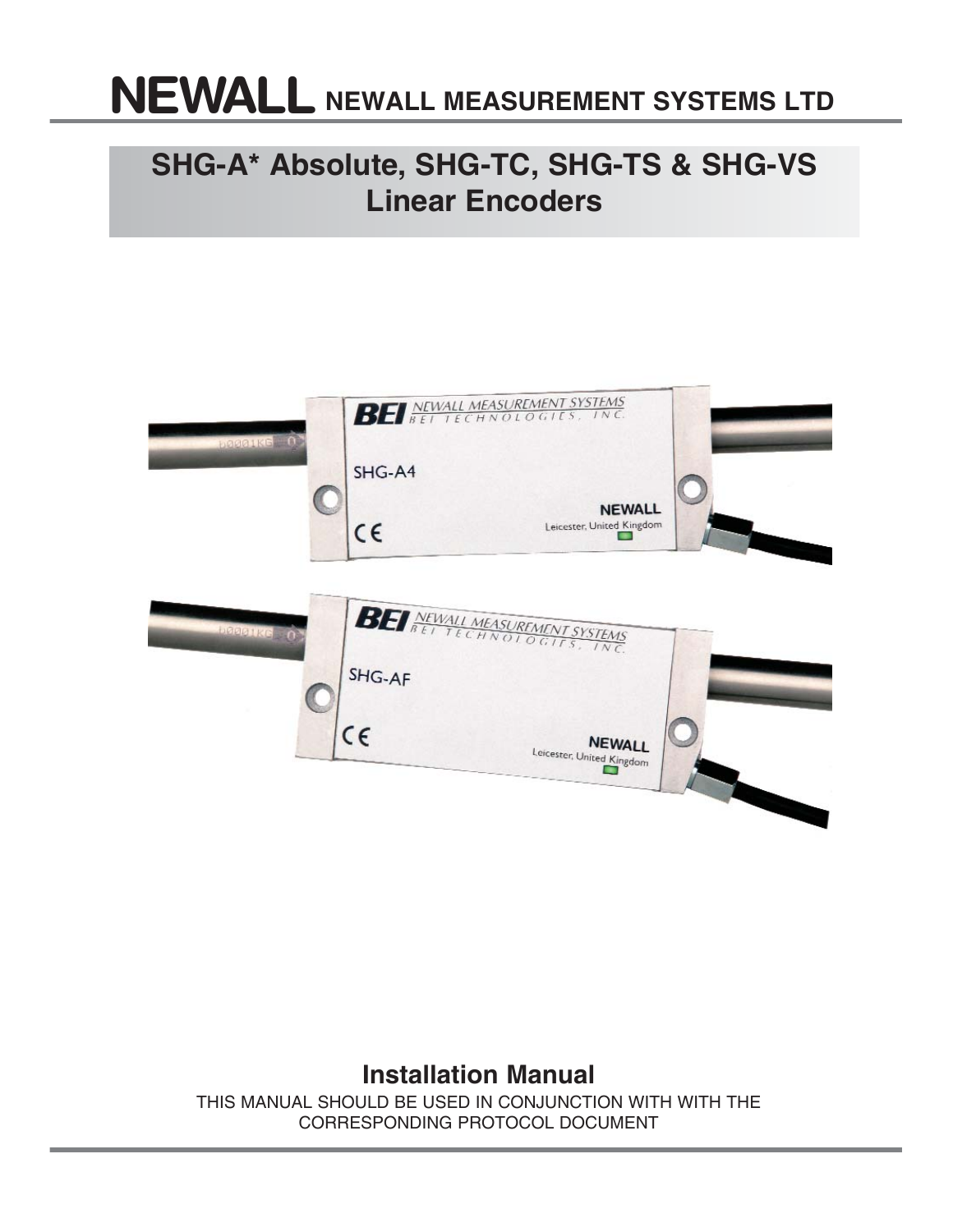# NEWALL NEWALL MEASUREMENT SYSTEMS LTD

## SHG-A* Absolute, SHG-TC, SHG-TS & SHG-VS Linear Encoders

## Installation Manual

THIS MANUAL SHOULD BE USED IN CONJUNCTION WITH WITH THE CORRESPONDING PROTOCOL DOCUMENT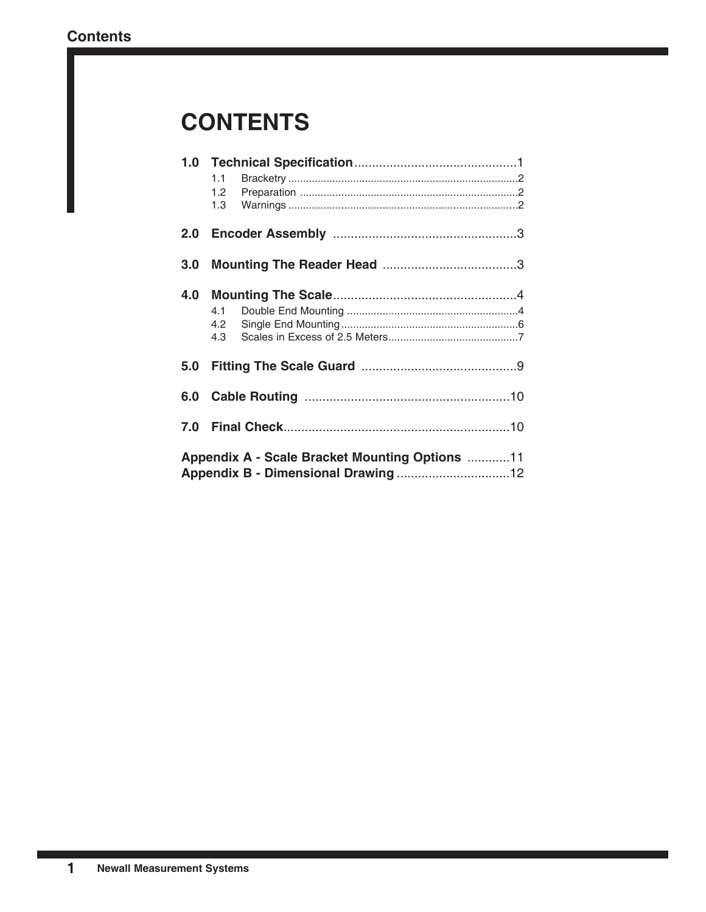# CONTENTS

| | | |
|---|---|---|
| **1.0** | **Technical Specification** | 1 |
| 1.1 | Bracketry | 2 |
| 1.2 | Preparation | 2 |
| 1.3 | Warnings | 2 |
| **2.0** | **Encoder Assembly** | 3 |
| **3.0** | **Mounting The Reader Head** | 3 |
| **4.0** | **Mounting The Scale** | 4 |
| 4.1 | Double End Mounting | 4 |
| 4.2 | Single End Mounting | 6 |
| 4.3 | Scales in Excess of 2.5 Meters | 7 |
| **5.0** | **Fitting The Scale Guard** | 9 |
| **6.0** | **Cable Routing** | 10 |
| **7.0** | **Final Check** | 10 |
| **Appendix A - Scale Bracket Mounting Options** | | 11 |
| **Appendix B - Dimensional Drawing** | | 12 |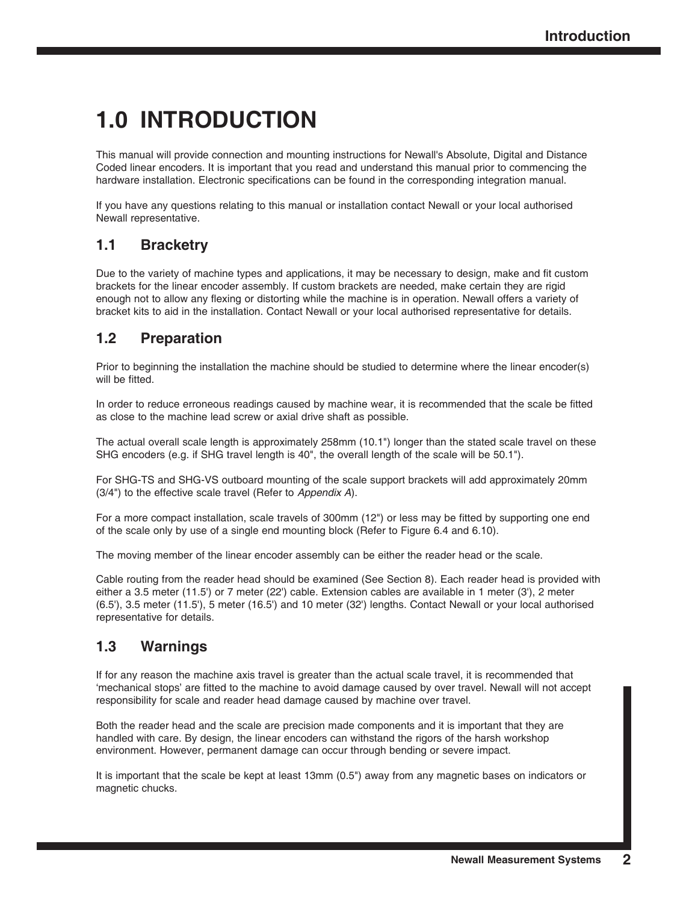# 1.0 INTRODUCTION

This manual will provide connection and mounting instructions for Newall's Absolute, Digital and Distance Coded linear encoders. It is important that you read and understand this manual prior to commencing the hardware installation. Electronic specifications can be found in the corresponding integration manual.

If you have any questions relating to this manual or installation contact Newall or your local authorised Newall representative.

## 1.1 Bracketry

Due to the variety of machine types and applications, it may be necessary to design, make and fit custom brackets for the linear encoder assembly. If custom brackets are needed, make certain they are rigid enough not to allow any flexing or distorting while the machine is in operation. Newall offers a variety of bracket kits to aid in the installation. Contact Newall or your local authorised representative for details.

## 1.2 Preparation

Prior to beginning the installation the machine should be studied to determine where the linear encoder(s) will be fitted.

In order to reduce erroneous readings caused by machine wear, it is recommended that the scale be fitted as close to the machine lead screw or axial drive shaft as possible.

The actual overall scale length is approximately 258mm (10.1") longer than the stated scale travel on these SHG encoders (e.g. if SHG travel length is 40", the overall length of the scale will be 50.1").

For SHG-TS and SHG-VS outboard mounting of the scale support brackets will add approximately 20mm (3/4") to the effective scale travel (Refer to *Appendix A*).

For a more compact installation, scale travels of 300mm (12") or less may be fitted by supporting one end of the scale only by use of a single end mounting block (Refer to Figure 6.4 and 6.10).

The moving member of the linear encoder assembly can be either the reader head or the scale.

Cable routing from the reader head should be examined (See Section 8). Each reader head is provided with either a 3.5 meter (11.5') or 7 meter (22') cable. Extension cables are available in 1 meter (3'), 2 meter (6.5'), 3.5 meter (11.5'), 5 meter (16.5') and 10 meter (32') lengths. Contact Newall or your local authorised representative for details.

## 1.3 Warnings

If for any reason the machine axis travel is greater than the actual scale travel, it is recommended that 'mechanical stops' are fitted to the machine to avoid damage caused by over travel. Newall will not accept responsibility for scale and reader head damage caused by machine over travel.

Both the reader head and the scale are precision made components and it is important that they are handled with care. By design, the linear encoders can withstand the rigors of the harsh workshop environment. However, permanent damage can occur through bending or severe impact.

It is important that the scale be kept at least 13mm (0.5") away from any magnetic bases on indicators or magnetic chucks.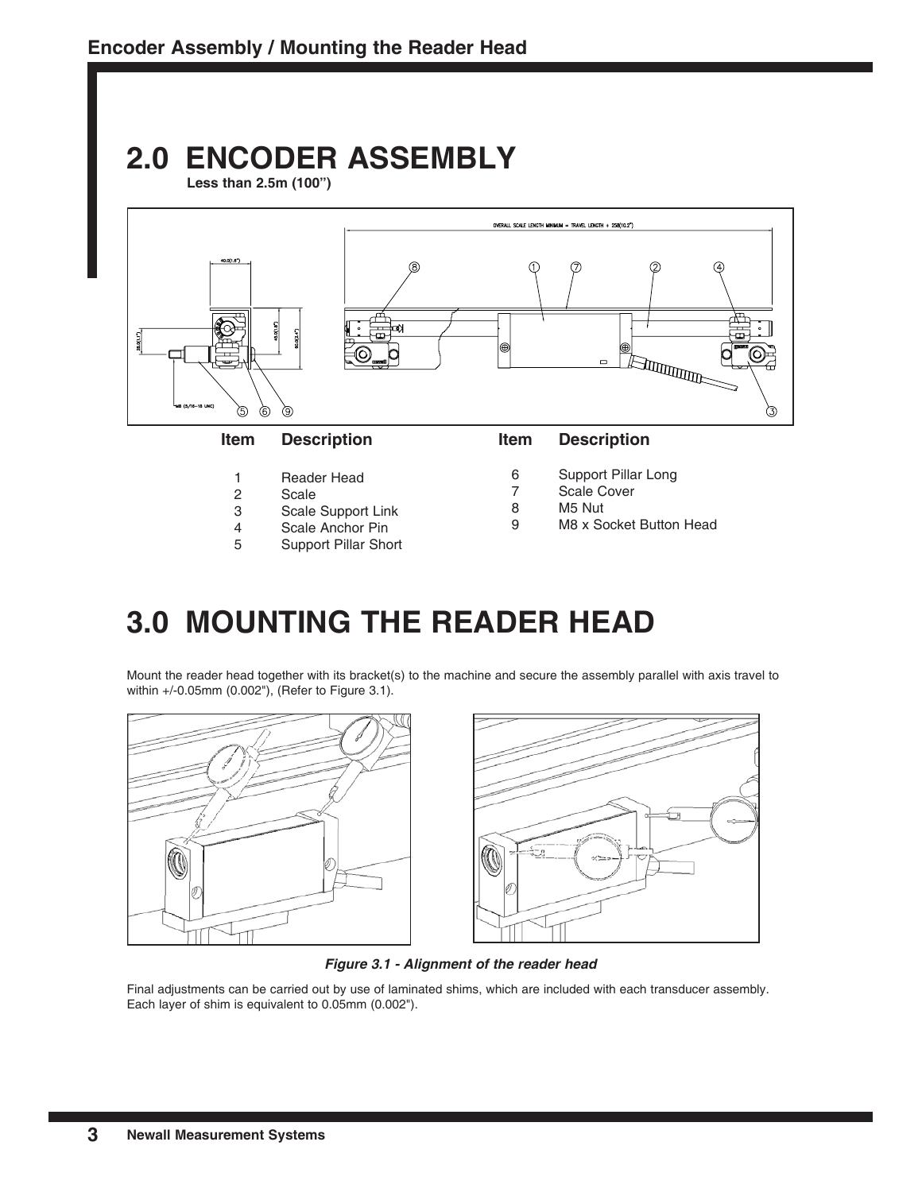# 2.0 ENCODER ASSEMBLY

**Less than 2.5m (100")**

| Item | Description | Item | Description |
|---|---|---|---|
| 1 | Reader Head | 6 | Support Pillar Long |
| 2 | Scale | 7 | Scale Cover |
| 3 | Scale Support Link | 8 | M5 Nut |
| 4 | Scale Anchor Pin | 9 | M8 x Socket Button Head |
| 5 | Support Pillar Short | | |

# 3.0 MOUNTING THE READER HEAD

Mount the reader head together with its bracket(s) to the machine and secure the assembly parallel with axis travel to within +/-0.05mm (0.002"), (Refer to Figure 3.1).

***Figure 3.1 - Alignment of the reader head***

Final adjustments can be carried out by use of laminated shims, which are included with each transducer assembly. Each layer of shim is equivalent to 0.05mm (0.002").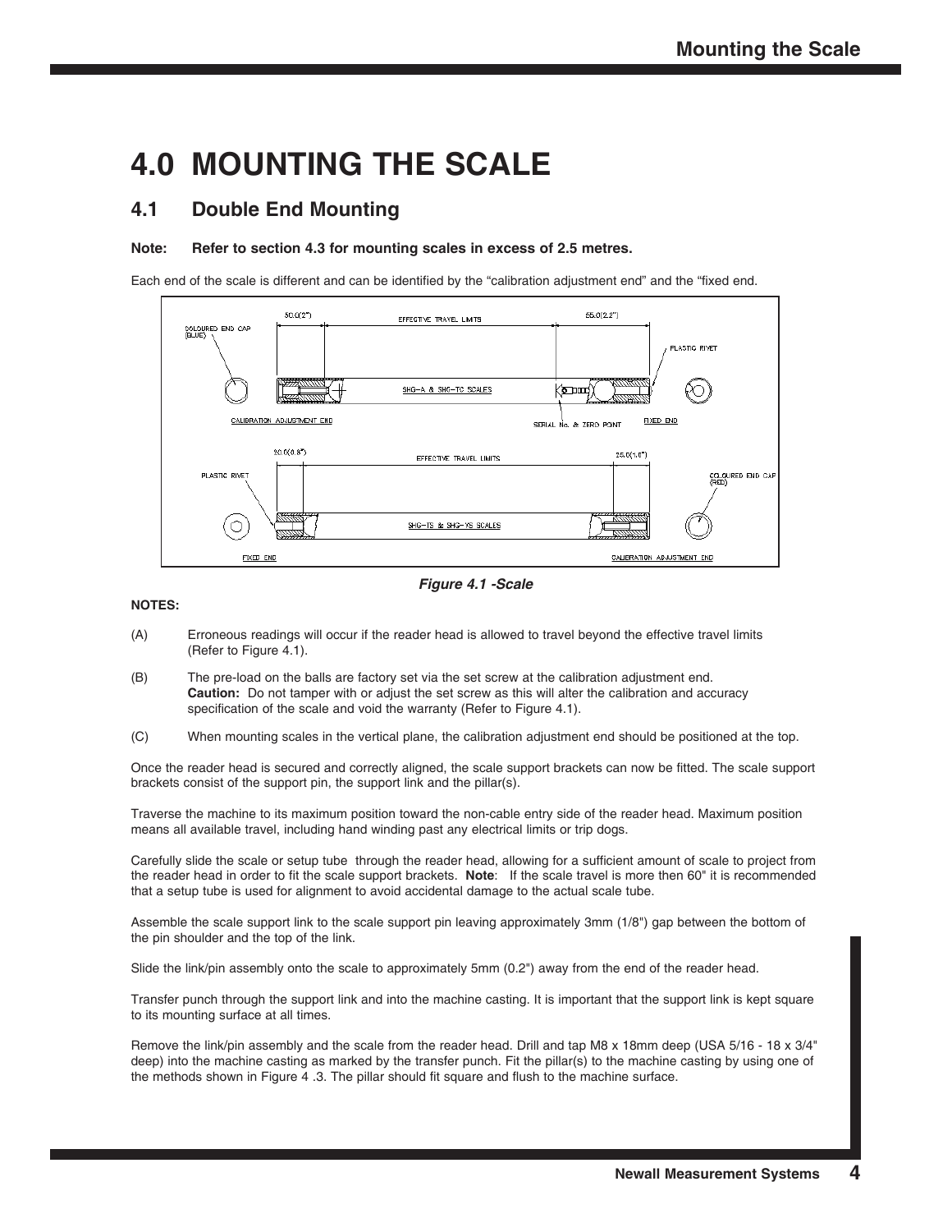# 4.0 MOUNTING THE SCALE

## 4.1 Double End Mounting

**Note: Refer to section 4.3 for mounting scales in excess of 2.5 metres.**

Each end of the scale is different and can be identified by the "calibration adjustment end" and the "fixed end.

***Figure 4.1 -Scale***

**NOTES:**

(A) Erroneous readings will occur if the reader head is allowed to travel beyond the effective travel limits (Refer to Figure 4.1).

(B) The pre-load on the balls are factory set via the set screw at the calibration adjustment end. **Caution:** Do not tamper with or adjust the set screw as this will alter the calibration and accuracy specification of the scale and void the warranty (Refer to Figure 4.1).

(C) When mounting scales in the vertical plane, the calibration adjustment end should be positioned at the top.

Once the reader head is secured and correctly aligned, the scale support brackets can now be fitted. The scale support brackets consist of the support pin, the support link and the pillar(s).

Traverse the machine to its maximum position toward the non-cable entry side of the reader head. Maximum position means all available travel, including hand winding past any electrical limits or trip dogs.

Carefully slide the scale or setup tube through the reader head, allowing for a sufficient amount of scale to project from the reader head in order to fit the scale support brackets. **Note**: If the scale travel is more then 60" it is recommended that a setup tube is used for alignment to avoid accidental damage to the actual scale tube.

Assemble the scale support link to the scale support pin leaving approximately 3mm (1/8") gap between the bottom of the pin shoulder and the top of the link.

Slide the link/pin assembly onto the scale to approximately 5mm (0.2") away from the end of the reader head.

Transfer punch through the support link and into the machine casting. It is important that the support link is kept square to its mounting surface at all times.

Remove the link/pin assembly and the scale from the reader head. Drill and tap M8 x 18mm deep (USA 5/16 - 18 x 3/4" deep) into the machine casting as marked by the transfer punch. Fit the pillar(s) to the machine casting by using one of the methods shown in Figure 4 .3. The pillar should fit square and flush to the machine surface.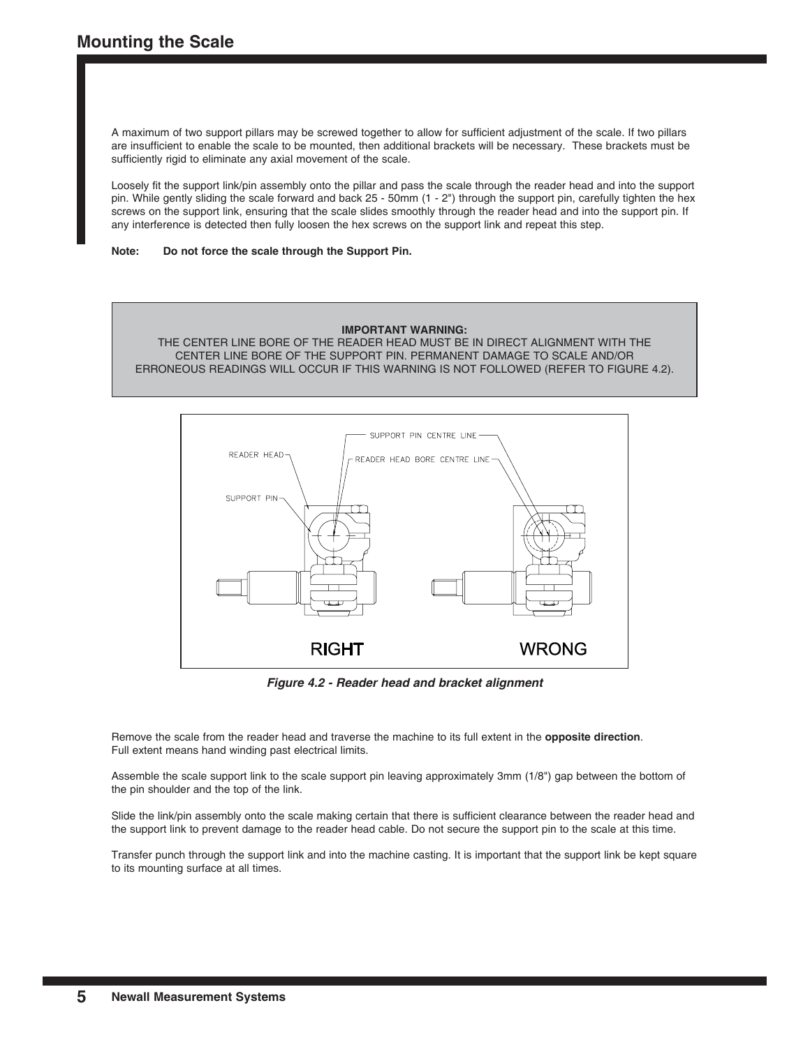# Mounting the Scale

A maximum of two support pillars may be screwed together to allow for sufficient adjustment of the scale. If two pillars are insufficient to enable the scale to be mounted, then additional brackets will be necessary. These brackets must be sufficiently rigid to eliminate any axial movement of the scale.

Loosely fit the support link/pin assembly onto the pillar and pass the scale through the reader head and into the support pin. While gently sliding the scale forward and back 25 - 50mm (1 - 2") through the support pin, carefully tighten the hex screws on the support link, ensuring that the scale slides smoothly through the reader head and into the support pin. If any interference is detected then fully loosen the hex screws on the support link and repeat this step.

**Note: Do not force the scale through the Support Pin.**

> **IMPORTANT WARNING:**
> THE CENTER LINE BORE OF THE READER HEAD MUST BE IN DIRECT ALIGNMENT WITH THE CENTER LINE BORE OF THE SUPPORT PIN. PERMANENT DAMAGE TO SCALE AND/OR ERRONEOUS READINGS WILL OCCUR IF THIS WARNING IS NOT FOLLOWED (REFER TO FIGURE 4.2).

*Figure 4.2 - Reader head and bracket alignment*

Remove the scale from the reader head and traverse the machine to its full extent in the **opposite direction**. Full extent means hand winding past electrical limits.

Assemble the scale support link to the scale support pin leaving approximately 3mm (1/8") gap between the bottom of the pin shoulder and the top of the link.

Slide the link/pin assembly onto the scale making certain that there is sufficient clearance between the reader head and the support link to prevent damage to the reader head cable. Do not secure the support pin to the scale at this time.

Transfer punch through the support link and into the machine casting. It is important that the support link be kept square to its mounting surface at all times.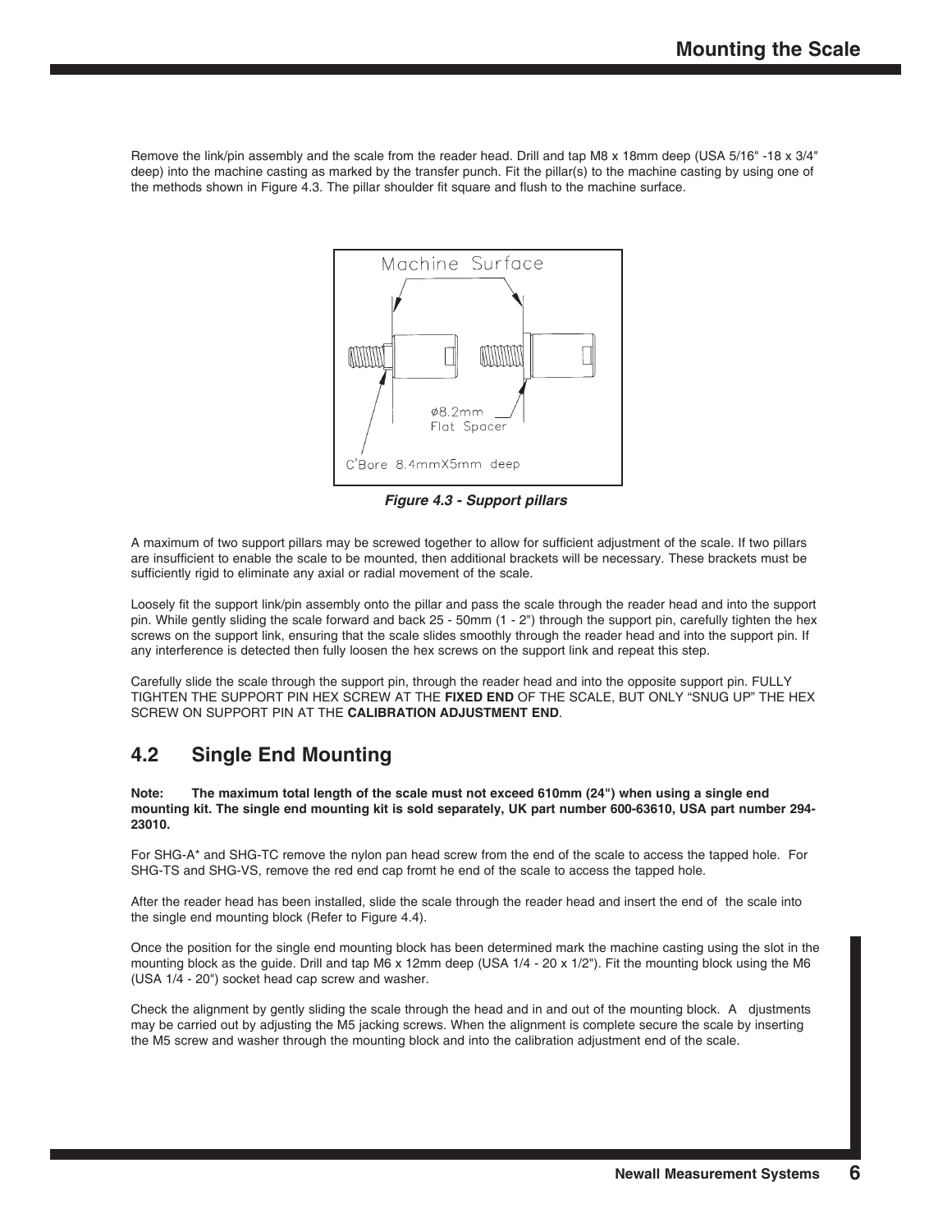Remove the link/pin assembly and the scale from the reader head. Drill and tap M8 x 18mm deep (USA 5/16" -18 x 3/4" deep) into the machine casting as marked by the transfer punch. Fit the pillar(s) to the machine casting by using one of the methods shown in Figure 4.3. The pillar shoulder fit square and flush to the machine surface.

*Figure 4.3 - Support pillars*

A maximum of two support pillars may be screwed together to allow for sufficient adjustment of the scale. If two pillars are insufficient to enable the scale to be mounted, then additional brackets will be necessary. These brackets must be sufficiently rigid to eliminate any axial or radial movement of the scale.

Loosely fit the support link/pin assembly onto the pillar and pass the scale through the reader head and into the support pin. While gently sliding the scale forward and back 25 - 50mm (1 - 2") through the support pin, carefully tighten the hex screws on the support link, ensuring that the scale slides smoothly through the reader head and into the support pin. If any interference is detected then fully loosen the hex screws on the support link and repeat this step.

Carefully slide the scale through the support pin, through the reader head and into the opposite support pin. FULLY TIGHTEN THE SUPPORT PIN HEX SCREW AT THE **FIXED END** OF THE SCALE, BUT ONLY “SNUG UP” THE HEX SCREW ON SUPPORT PIN AT THE **CALIBRATION ADJUSTMENT END**.

## 4.2 Single End Mounting

**Note: The maximum total length of the scale must not exceed 610mm (24") when using a single end mounting kit. The single end mounting kit is sold separately, UK part number 600-63610, USA part number 294-23010.**

For SHG-A* and SHG-TC remove the nylon pan head screw from the end of the scale to access the tapped hole. For SHG-TS and SHG-VS, remove the red end cap fromt he end of the scale to access the tapped hole.

After the reader head has been installed, slide the scale through the reader head and insert the end of the scale into the single end mounting block (Refer to Figure 4.4).

Once the position for the single end mounting block has been determined mark the machine casting using the slot in the mounting block as the guide. Drill and tap M6 x 12mm deep (USA 1/4 - 20 x 1/2"). Fit the mounting block using the M6 (USA 1/4 - 20") socket head cap screw and washer.

Check the alignment by gently sliding the scale through the head and in and out of the mounting block. A djustments may be carried out by adjusting the M5 jacking screws. When the alignment is complete secure the scale by inserting the M5 screw and washer through the mounting block and into the calibration adjustment end of the scale.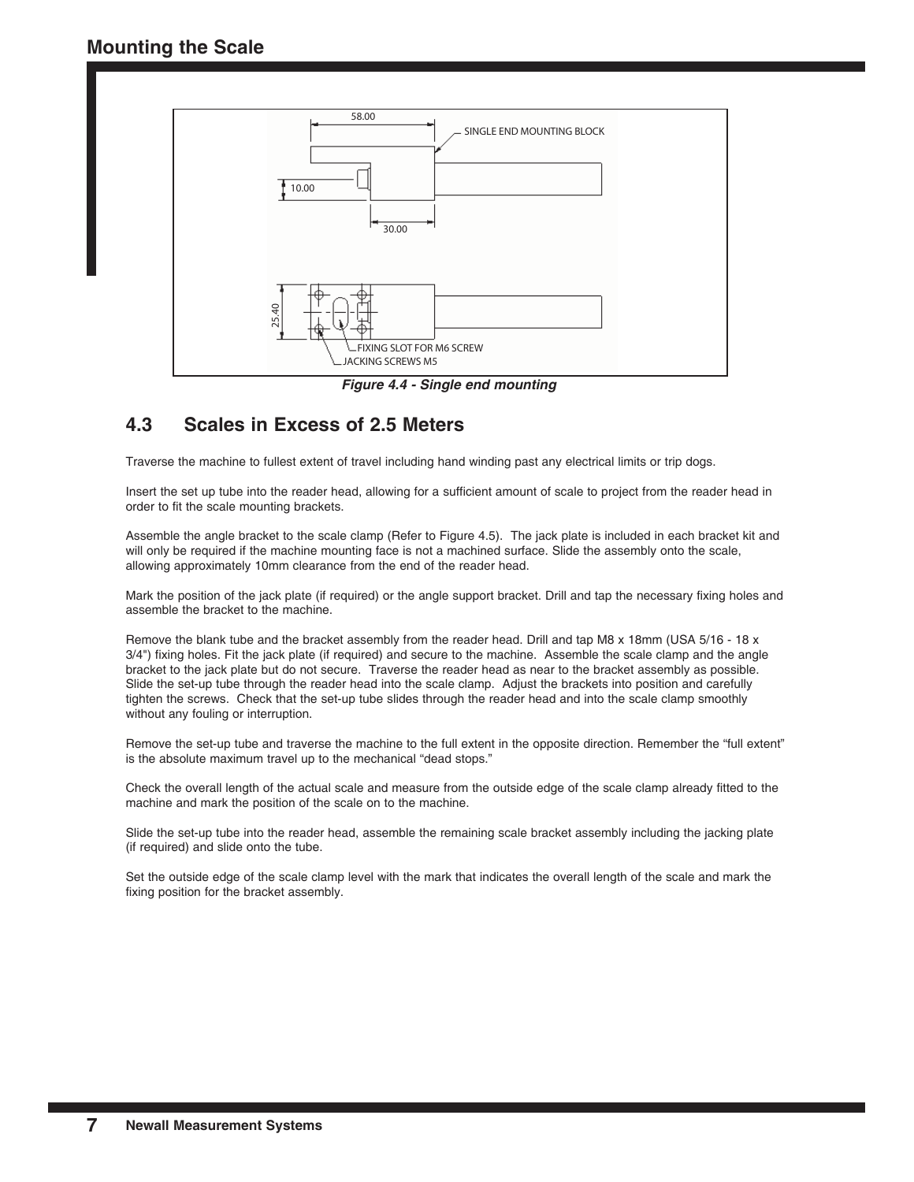## Mounting the Scale

58.00

SINGLE END MOUNTING BLOCK

10.00

30.00

25.40

FIXING SLOT FOR M6 SCREW

JACKING SCREWS M5

*Figure 4.4 - Single end mounting*

### 4.3 Scales in Excess of 2.5 Meters

Traverse the machine to fullest extent of travel including hand winding past any electrical limits or trip dogs.

Insert the set up tube into the reader head, allowing for a sufficient amount of scale to project from the reader head in order to fit the scale mounting brackets.

Assemble the angle bracket to the scale clamp (Refer to Figure 4.5). The jack plate is included in each bracket kit and will only be required if the machine mounting face is not a machined surface. Slide the assembly onto the scale, allowing approximately 10mm clearance from the end of the reader head.

Mark the position of the jack plate (if required) or the angle support bracket. Drill and tap the necessary fixing holes and assemble the bracket to the machine.

Remove the blank tube and the bracket assembly from the reader head. Drill and tap M8 x 18mm (USA 5/16 - 18 x 3/4") fixing holes. Fit the jack plate (if required) and secure to the machine. Assemble the scale clamp and the angle bracket to the jack plate but do not secure. Traverse the reader head as near to the bracket assembly as possible. Slide the set-up tube through the reader head into the scale clamp. Adjust the brackets into position and carefully tighten the screws. Check that the set-up tube slides through the reader head and into the scale clamp smoothly without any fouling or interruption.

Remove the set-up tube and traverse the machine to the full extent in the opposite direction. Remember the "full extent" is the absolute maximum travel up to the mechanical "dead stops."

Check the overall length of the actual scale and measure from the outside edge of the scale clamp already fitted to the machine and mark the position of the scale on to the machine.

Slide the set-up tube into the reader head, assemble the remaining scale bracket assembly including the jacking plate (if required) and slide onto the tube.

Set the outside edge of the scale clamp level with the mark that indicates the overall length of the scale and mark the fixing position for the bracket assembly.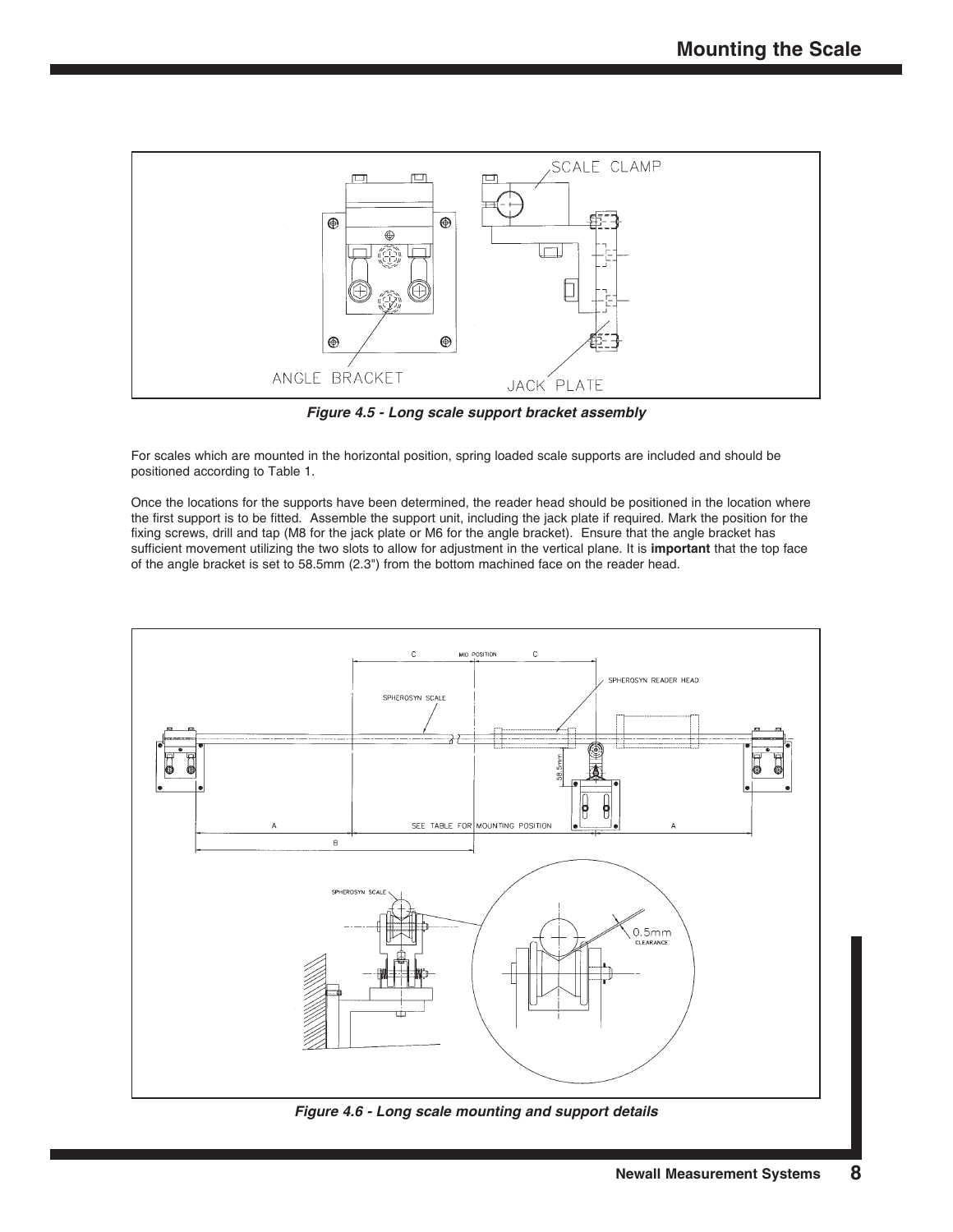*Figure 4.5 - Long scale support bracket assembly*

For scales which are mounted in the horizontal position, spring loaded scale supports are included and should be positioned according to Table 1.

Once the locations for the supports have been determined, the reader head should be positioned in the location where the first support is to be fitted. Assemble the support unit, including the jack plate if required. Mark the position for the fixing screws, drill and tap (M8 for the jack plate or M6 for the angle bracket). Ensure that the angle bracket has sufficient movement utilizing the two slots to allow for adjustment in the vertical plane. It is **important** that the top face of the angle bracket is set to 58.5mm (2.3") from the bottom machined face on the reader head.

*Figure 4.6 - Long scale mounting and support details*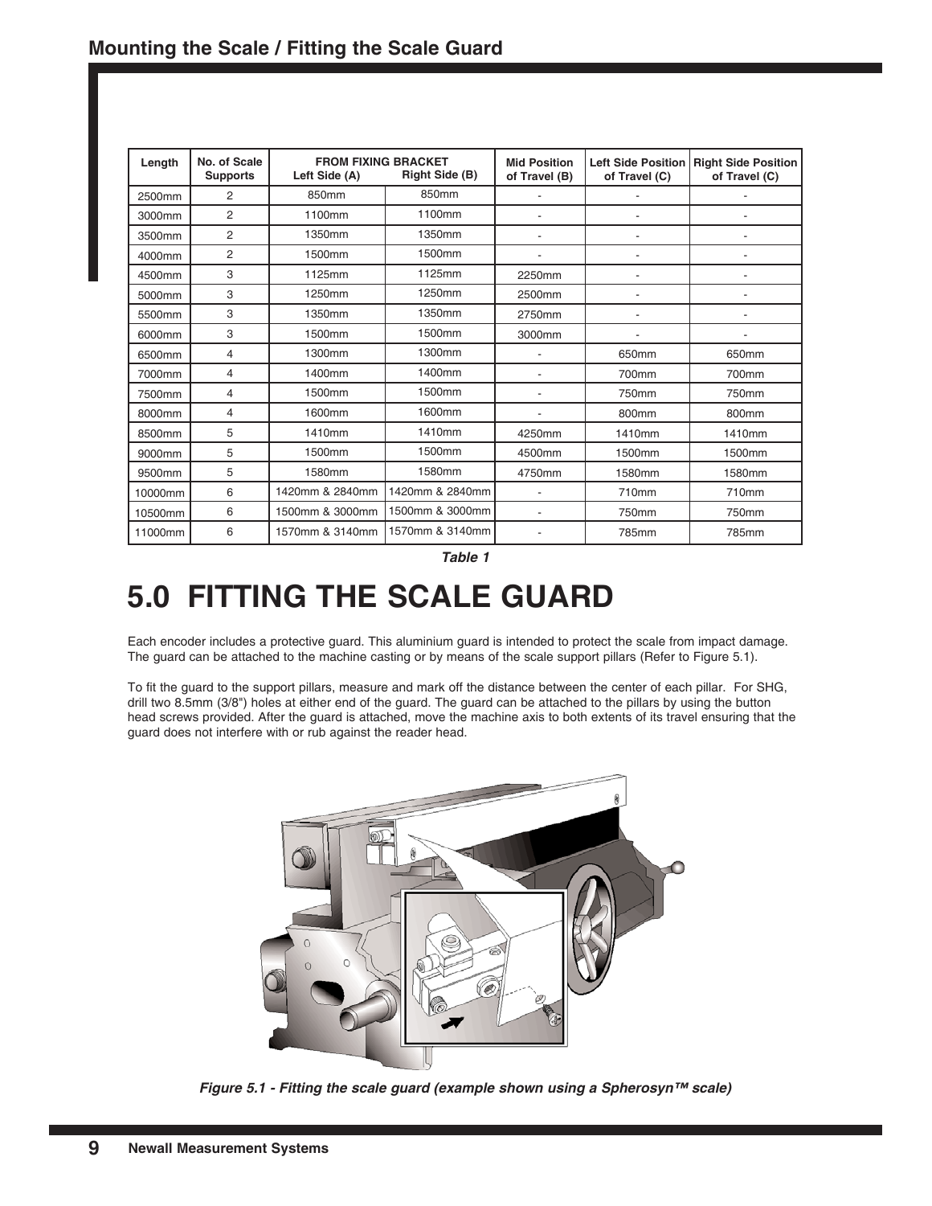| Length | No. of Scale Supports | FROM FIXING BRACKET Left Side (A) | Right Side (B) | Mid Position of Travel (B) | Left Side Position of Travel (C) | Right Side Position of Travel (C) |
|---|---|---|---|---|---|---|
| 2500mm | 2 | 850mm | 850mm | - | - | - |
| 3000mm | 2 | 1100mm | 1100mm | - | - | - |
| 3500mm | 2 | 1350mm | 1350mm | - | - | - |
| 4000mm | 2 | 1500mm | 1500mm | - | - | - |
| 4500mm | 3 | 1125mm | 1125mm | 2250mm | - | - |
| 5000mm | 3 | 1250mm | 1250mm | 2500mm | - | - |
| 5500mm | 3 | 1350mm | 1350mm | 2750mm | - | - |
| 6000mm | 3 | 1500mm | 1500mm | 3000mm | - | - |
| 6500mm | 4 | 1300mm | 1300mm | - | 650mm | 650mm |
| 7000mm | 4 | 1400mm | 1400mm | - | 700mm | 700mm |
| 7500mm | 4 | 1500mm | 1500mm | - | 750mm | 750mm |
| 8000mm | 4 | 1600mm | 1600mm | - | 800mm | 800mm |
| 8500mm | 5 | 1410mm | 1410mm | 4250mm | 1410mm | 1410mm |
| 9000mm | 5 | 1500mm | 1500mm | 4500mm | 1500mm | 1500mm |
| 9500mm | 5 | 1580mm | 1580mm | 4750mm | 1580mm | 1580mm |
| 10000mm | 6 | 1420mm & 2840mm | 1420mm & 2840mm | - | 710mm | 710mm |
| 10500mm | 6 | 1500mm & 3000mm | 1500mm & 3000mm | - | 750mm | 750mm |
| 11000mm | 6 | 1570mm & 3140mm | 1570mm & 3140mm | - | 785mm | 785mm |

***Table 1***

# 5.0 FITTING THE SCALE GUARD

Each encoder includes a protective guard. This aluminium guard is intended to protect the scale from impact damage. The guard can be attached to the machine casting or by means of the scale support pillars (Refer to Figure 5.1).

To fit the guard to the support pillars, measure and mark off the distance between the center of each pillar. For SHG, drill two 8.5mm (3/8") holes at either end of the guard. The guard can be attached to the pillars by using the button head screws provided. After the guard is attached, move the machine axis to both extents of its travel ensuring that the guard does not interfere with or rub against the reader head.

***Figure 5.1 - Fitting the scale guard (example shown using a Spherosyn™ scale)***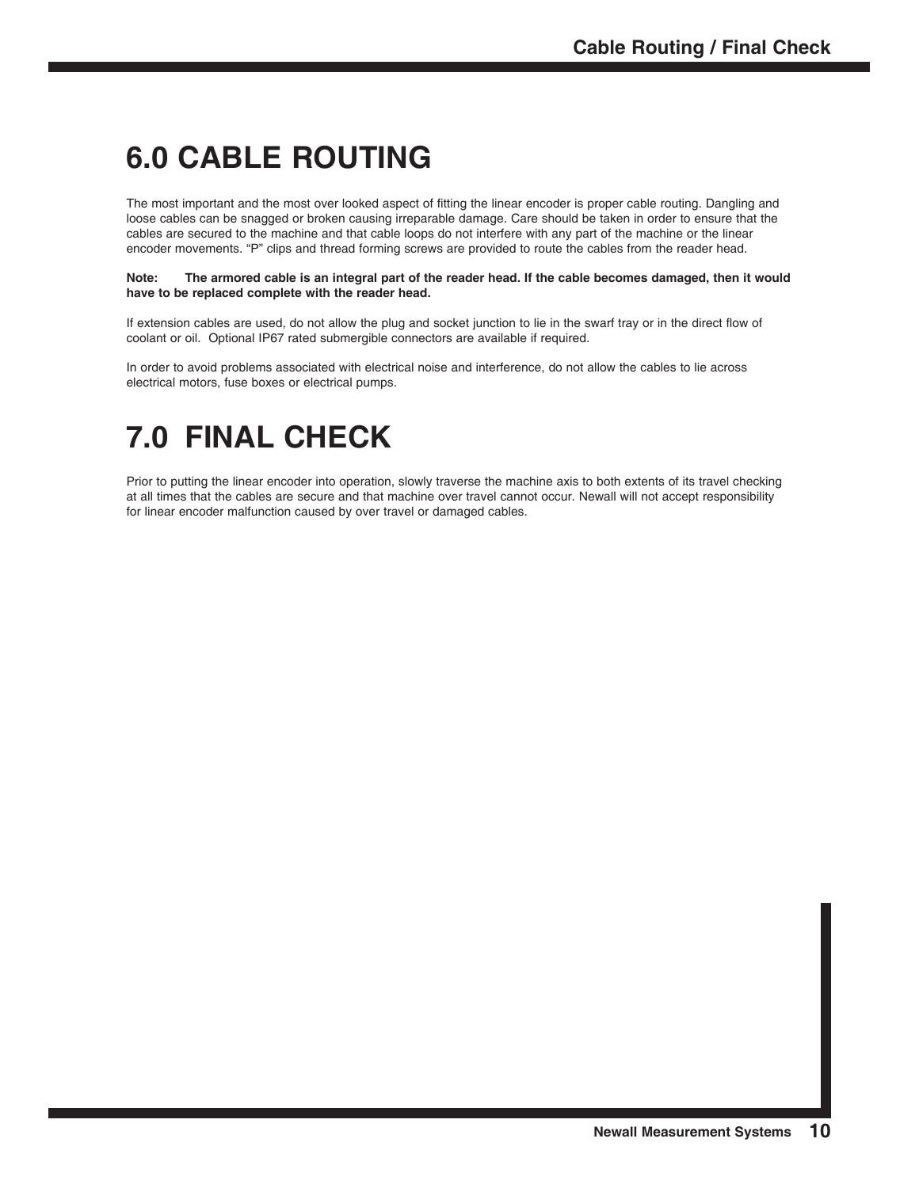# 6.0 CABLE ROUTING

The most important and the most over looked aspect of fitting the linear encoder is proper cable routing. Dangling and loose cables can be snagged or broken causing irreparable damage. Care should be taken in order to ensure that the cables are secured to the machine and that cable loops do not interfere with any part of the machine or the linear encoder movements. "P" clips and thread forming screws are provided to route the cables from the reader head.

**Note: The armored cable is an integral part of the reader head. If the cable becomes damaged, then it would have to be replaced complete with the reader head.**

If extension cables are used, do not allow the plug and socket junction to lie in the swarf tray or in the direct flow of coolant or oil. Optional IP67 rated submergible connectors are available if required.

In order to avoid problems associated with electrical noise and interference, do not allow the cables to lie across electrical motors, fuse boxes or electrical pumps.

# 7.0 FINAL CHECK

Prior to putting the linear encoder into operation, slowly traverse the machine axis to both extents of its travel checking at all times that the cables are secure and that machine over travel cannot occur. Newall will not accept responsibility for linear encoder malfunction caused by over travel or damaged cables.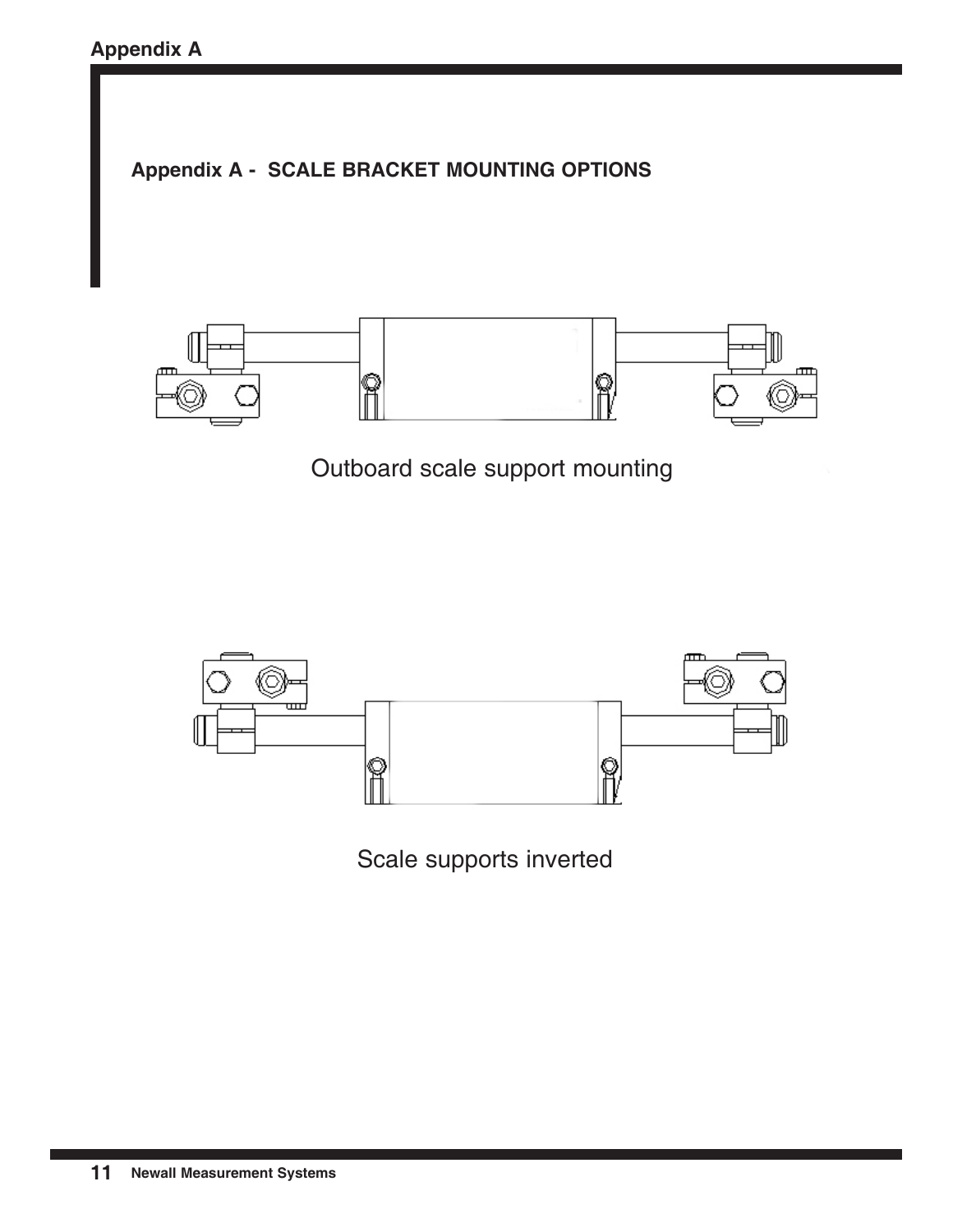## Appendix A - SCALE BRACKET MOUNTING OPTIONS

Outboard scale support mounting

Scale supports inverted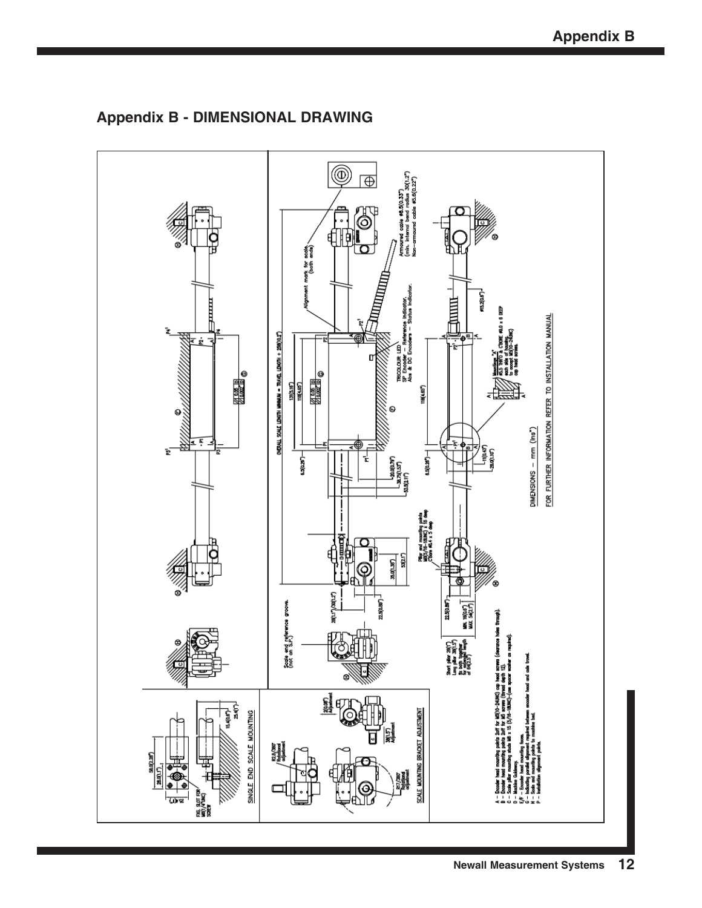# Appendix B - DIMENSIONAL DRAWING

SINGLE END SCALE MOUNTING

SCALE MOUNTING BRACKET ADJUSTMENT

Scale end and reference groove. (not on S.P.)

OVERALL SCALE LENGTH MINIMUM = TRAVEL LENGTH + 259(10.2")

Alignment mark for scale (both ends)

Armoured cable ø8.5(0.33") (min. internal bend radius 30(1.2")) Non-armoured cable ø5.6(0.22")

TRICOLOUR LED SP Encoder – Reference Indicator. Abs & DC Encoders – Status Indicator.

Pillar end mounting points M6(1/4"-18UNC) x 10 deep (2) 9mm ø6.4 x 5 deep

Short pillar 26(1") Long pillar 38(1.5") fix both together for extended length of 64(2.5")

DIMENSIONS – mm (ins")

FOR FURTHER INFORMATION REFER TO INSTALLATION MANUAL

A – Encoder head mounting points 2off for M5(10-24UNC) cap head screws (clearance holes through).
B – Encoder head mounting points 2off for M5 screws (thread depth 12).
C – Scale pillar mounting studs M8 x 15 (5/16-18UNC) (use spacer washer as required).
D – Machine Guideway.
E/F – Encoder head mounting faces.
G – Indicating parallel alignment required between encoder head and axis travel.
H – Scale end mounting points to machine bed.
P – Installation alignment points.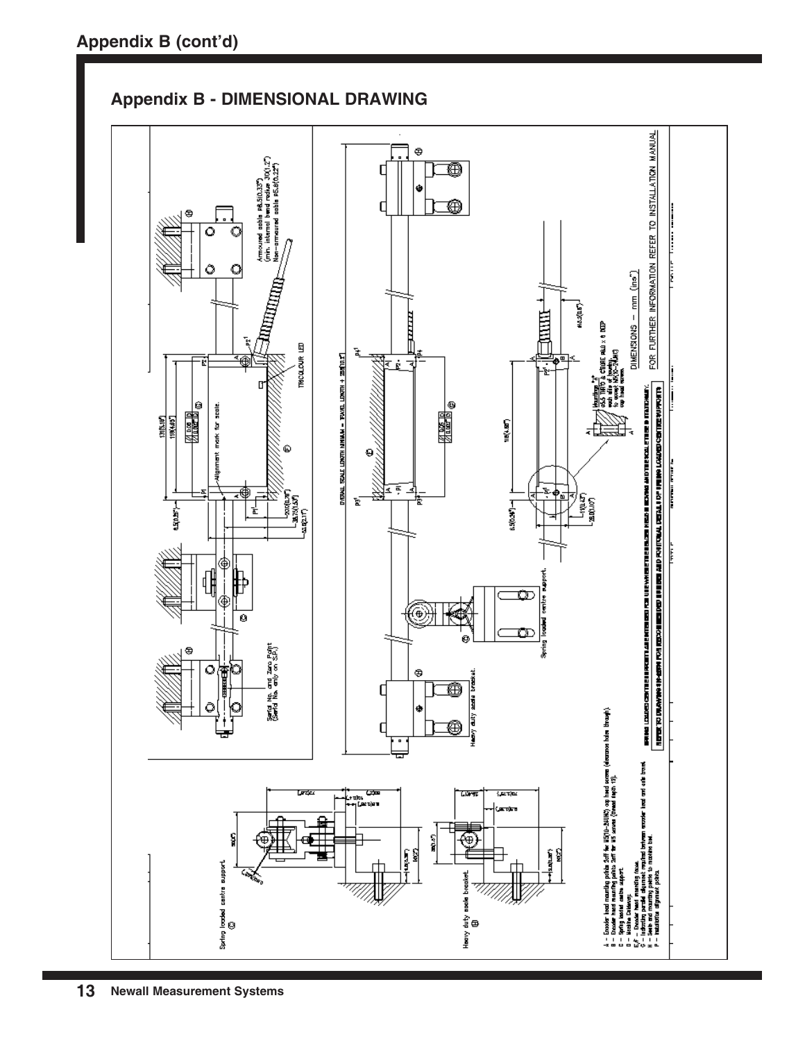## Appendix B - DIMENSIONAL DRAWING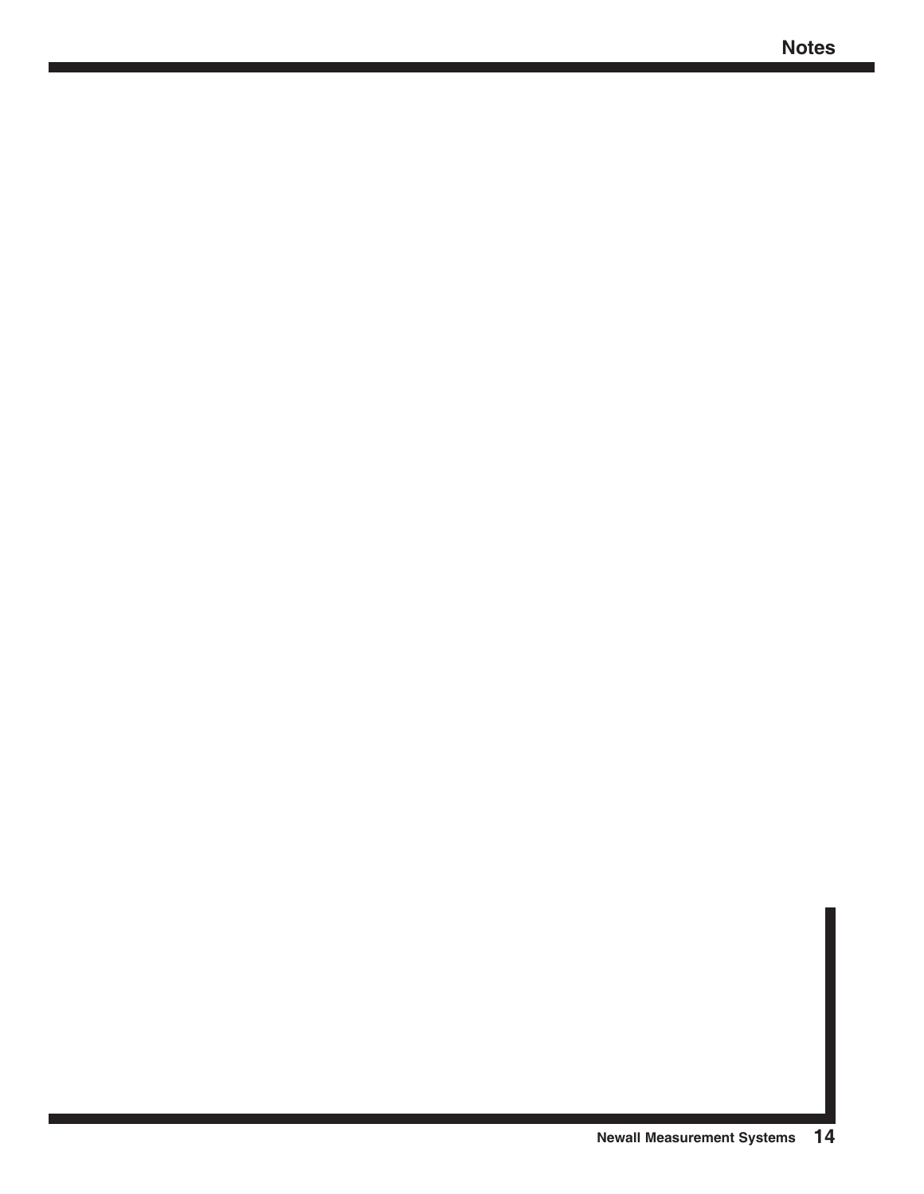# Notes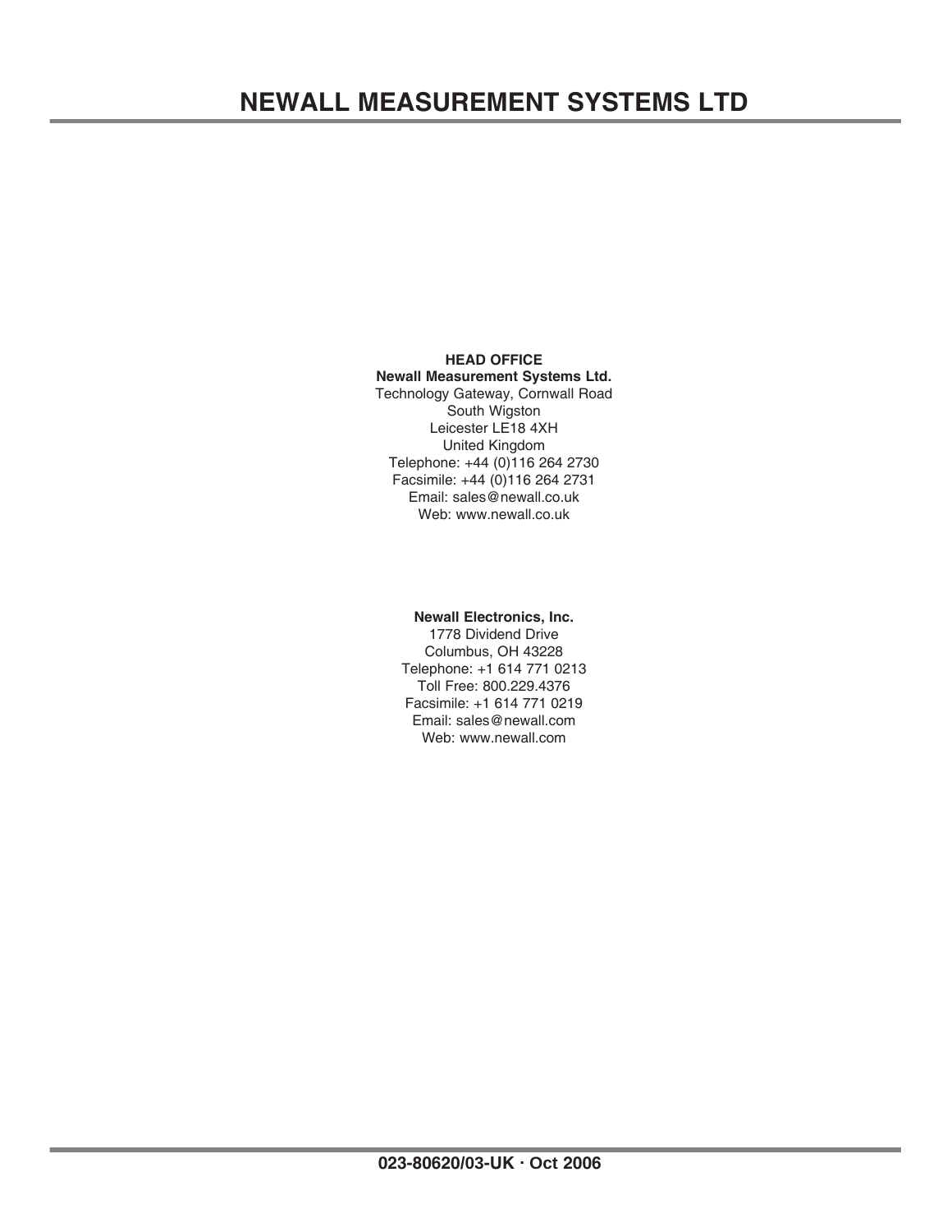# NEWALL MEASUREMENT SYSTEMS LTD

**HEAD OFFICE**
**Newall Measurement Systems Ltd.**
Technology Gateway, Cornwall Road
South Wigston
Leicester LE18 4XH
United Kingdom
Telephone: +44 (0)116 264 2730
Facsimile: +44 (0)116 264 2731
Email: sales@newall.co.uk
Web: www.newall.co.uk

**Newall Electronics, Inc.**
1778 Dividend Drive
Columbus, OH 43228
Telephone: +1 614 771 0213
Toll Free: 800.229.4376
Facsimile: +1 614 771 0219
Email: sales@newall.com
Web: www.newall.com

**023-80620/03-UK · Oct 2006**